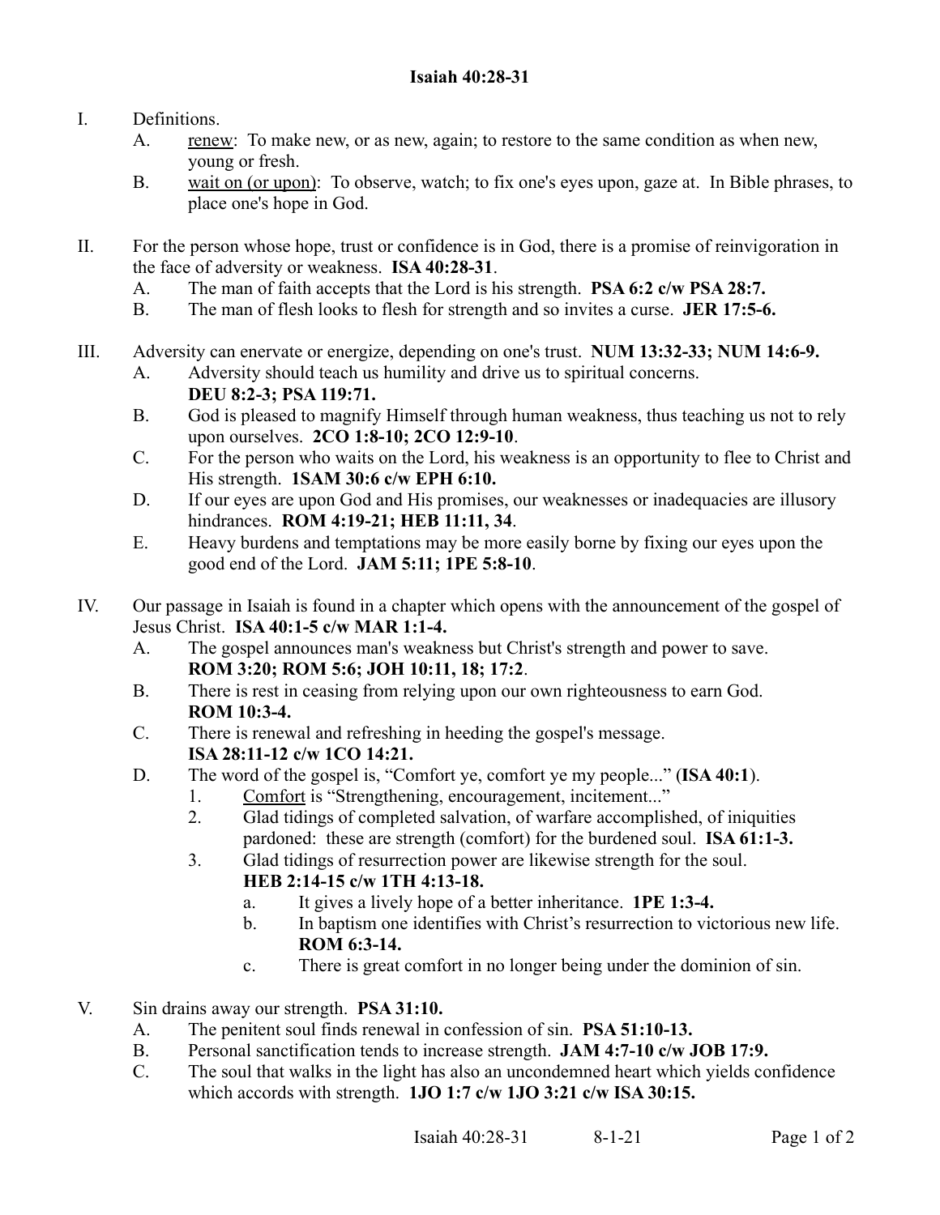# Isaiah 40:28-31

I. Definitions.

   A. <u>renew</u>: To make new, or as new, again; to restore to the same condition as when new, young or fresh.

   B. <u>wait on (or upon)</u>: To observe, watch; to fix one's eyes upon, gaze at. In Bible phrases, to place one's hope in God.

II. For the person whose hope, trust or confidence is in God, there is a promise of reinvigoration in the face of adversity or weakness. **ISA 40:28-31**.

   A. The man of faith accepts that the Lord is his strength. **PSA 6:2 c/w PSA 28:7.**

   B. The man of flesh looks to flesh for strength and so invites a curse. **JER 17:5-6.**

III. Adversity can enervate or energize, depending on one's trust. **NUM 13:32-33; NUM 14:6-9.**

   A. Adversity should teach us humility and drive us to spiritual concerns. **DEU 8:2-3; PSA 119:71.**

   B. God is pleased to magnify Himself through human weakness, thus teaching us not to rely upon ourselves. **2CO 1:8-10; 2CO 12:9-10**.

   C. For the person who waits on the Lord, his weakness is an opportunity to flee to Christ and His strength. **1SAM 30:6 c/w EPH 6:10.**

   D. If our eyes are upon God and His promises, our weaknesses or inadequacies are illusory hindrances. **ROM 4:19-21; HEB 11:11, 34**.

   E. Heavy burdens and temptations may be more easily borne by fixing our eyes upon the good end of the Lord. **JAM 5:11; 1PE 5:8-10**.

IV. Our passage in Isaiah is found in a chapter which opens with the announcement of the gospel of Jesus Christ. **ISA 40:1-5 c/w MAR 1:1-4.**

   A. The gospel announces man's weakness but Christ's strength and power to save. **ROM 3:20; ROM 5:6; JOH 10:11, 18; 17:2**.

   B. There is rest in ceasing from relying upon our own righteousness to earn God. **ROM 10:3-4.**

   C. There is renewal and refreshing in heeding the gospel's message. **ISA 28:11-12 c/w 1CO 14:21.**

   D. The word of the gospel is, "Comfort ye, comfort ye my people..." (**ISA 40:1**).

      1. <u>Comfort</u> is "Strengthening, encouragement, incitement..."

      2. Glad tidings of completed salvation, of warfare accomplished, of iniquities pardoned: these are strength (comfort) for the burdened soul. **ISA 61:1-3.**

      3. Glad tidings of resurrection power are likewise strength for the soul. **HEB 2:14-15 c/w 1TH 4:13-18.**

         a. It gives a lively hope of a better inheritance. **1PE 1:3-4.**

         b. In baptism one identifies with Christ's resurrection to victorious new life. **ROM 6:3-14.**

         c. There is great comfort in no longer being under the dominion of sin.

V. Sin drains away our strength. **PSA 31:10.**

   A. The penitent soul finds renewal in confession of sin. **PSA 51:10-13.**

   B. Personal sanctification tends to increase strength. **JAM 4:7-10 c/w JOB 17:9.**

   C. The soul that walks in the light has also an uncondemned heart which yields confidence which accords with strength. **1JO 1:7 c/w 1JO 3:21 c/w ISA 30:15.**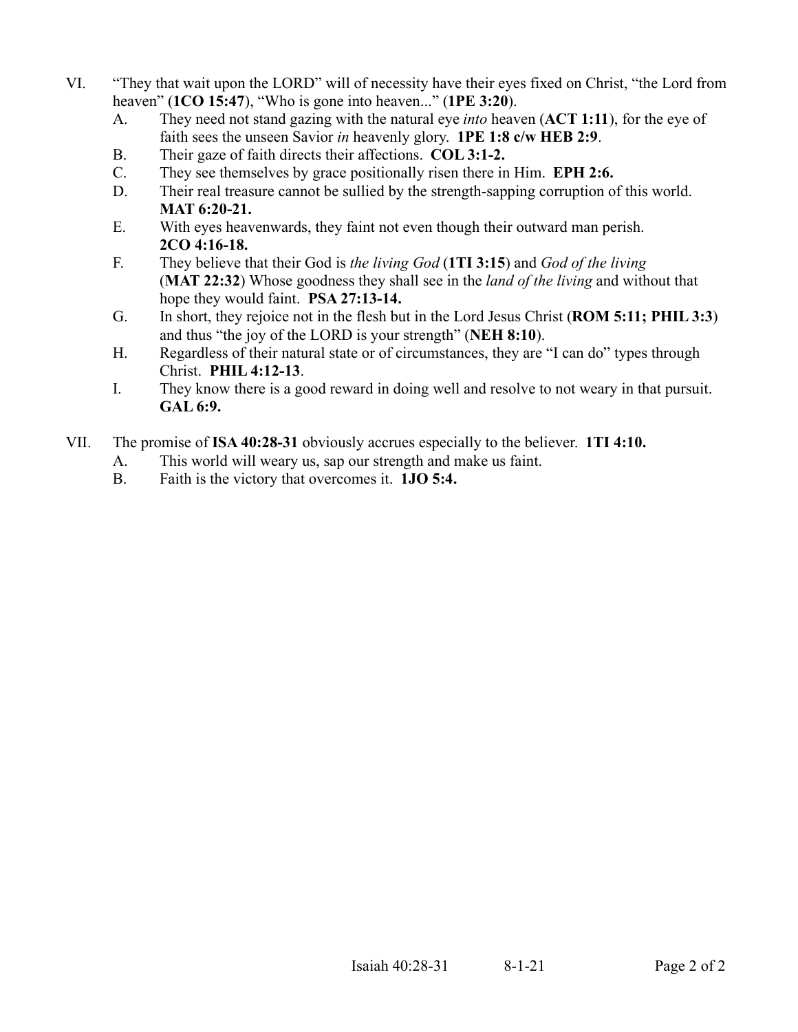VI. "They that wait upon the LORD" will of necessity have their eyes fixed on Christ, "the Lord from heaven" (**1CO 15:47**), "Who is gone into heaven..." (**1PE 3:20**).

   A. They need not stand gazing with the natural eye *into* heaven (**ACT 1:11**), for the eye of faith sees the unseen Savior *in* heavenly glory. **1PE 1:8 c/w HEB 2:9**.

   B. Their gaze of faith directs their affections. **COL 3:1-2.**

   C. They see themselves by grace positionally risen there in Him. **EPH 2:6.**

   D. Their real treasure cannot be sullied by the strength-sapping corruption of this world. **MAT 6:20-21.**

   E. With eyes heavenwards, they faint not even though their outward man perish. **2CO 4:16-18.**

   F. They believe that their God is *the living God* (**1TI 3:15**) and *God of the living* (**MAT 22:32**) Whose goodness they shall see in the *land of the living* and without that hope they would faint. **PSA 27:13-14.**

   G. In short, they rejoice not in the flesh but in the Lord Jesus Christ (**ROM 5:11; PHIL 3:3**) and thus "the joy of the LORD is your strength" (**NEH 8:10**).

   H. Regardless of their natural state or of circumstances, they are "I can do" types through Christ. **PHIL 4:12-13**.

   I. They know there is a good reward in doing well and resolve to not weary in that pursuit. **GAL 6:9.**

VII. The promise of **ISA 40:28-31** obviously accrues especially to the believer. **1TI 4:10.**

   A. This world will weary us, sap our strength and make us faint.

   B. Faith is the victory that overcomes it. **1JO 5:4.**